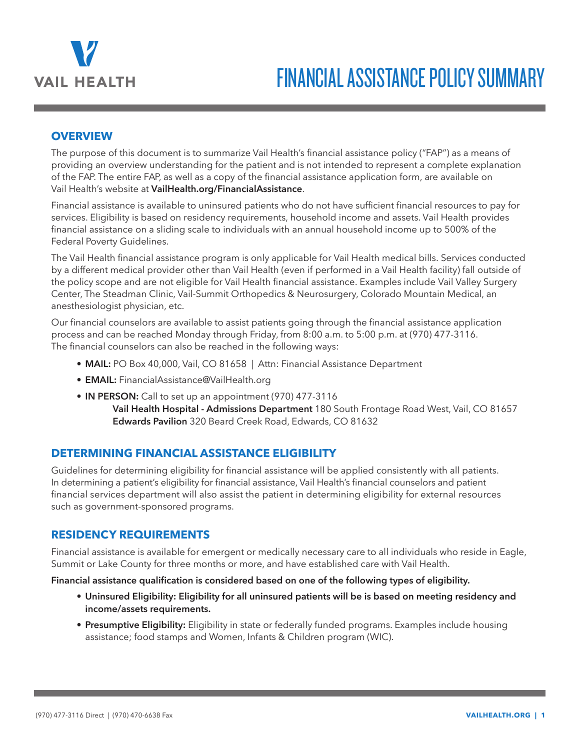VAIL HEALTH

# FINANCIAL ASSISTANCE POLICY SUMMARY

## OVERVIEW

The purpose of this document is to summarize Vail Health's financial assistance policy ("FAP") as a means of providing an overview understanding for the patient and is not intended to represent a complete explanation of the FAP. The entire FAP, as well as a copy of the financial assistance application form, are available on Vail Health's website at **VailHealth.org/FinancialAssistance**.

Financial assistance is available to uninsured patients who do not have sufficient financial resources to pay for services. Eligibility is based on residency requirements, household income and assets. Vail Health provides financial assistance on a sliding scale to individuals with an annual household income up to 500% of the Federal Poverty Guidelines.

The Vail Health financial assistance program is only applicable for Vail Health medical bills. Services conducted by a different medical provider other than Vail Health (even if performed in a Vail Health facility) fall outside of the policy scope and are not eligible for Vail Health financial assistance. Examples include Vail Valley Surgery Center, The Steadman Clinic, Vail-Summit Orthopedics & Neurosurgery, Colorado Mountain Medical, an anesthesiologist physician, etc.

Our financial counselors are available to assist patients going through the financial assistance application process and can be reached Monday through Friday, from 8:00 a.m. to 5:00 p.m. at (970) 477-3116. The financial counselors can also be reached in the following ways:

- **MAIL:** PO Box 40,000, Vail, CO 81658 | Attn: Financial Assistance Department
- **EMAIL:** FinancialAssistance@VailHealth.org
- **IN PERSON:** Call to set up an appointment (970) 477-3116
  **Vail Health Hospital - Admissions Department** 180 South Frontage Road West, Vail, CO 81657
  **Edwards Pavilion** 320 Beard Creek Road, Edwards, CO 81632

## DETERMINING FINANCIAL ASSISTANCE ELIGIBILITY

Guidelines for determining eligibility for financial assistance will be applied consistently with all patients. In determining a patient's eligibility for financial assistance, Vail Health's financial counselors and patient financial services department will also assist the patient in determining eligibility for external resources such as government-sponsored programs.

## RESIDENCY REQUIREMENTS

Financial assistance is available for emergent or medically necessary care to all individuals who reside in Eagle, Summit or Lake County for three months or more, and have established care with Vail Health.

**Financial assistance qualification is considered based on one of the following types of eligibility.**

- **Uninsured Eligibility: Eligibility for all uninsured patients will be is based on meeting residency and income/assets requirements.**
- **Presumptive Eligibility:** Eligibility in state or federally funded programs. Examples include housing assistance; food stamps and Women, Infants & Children program (WIC).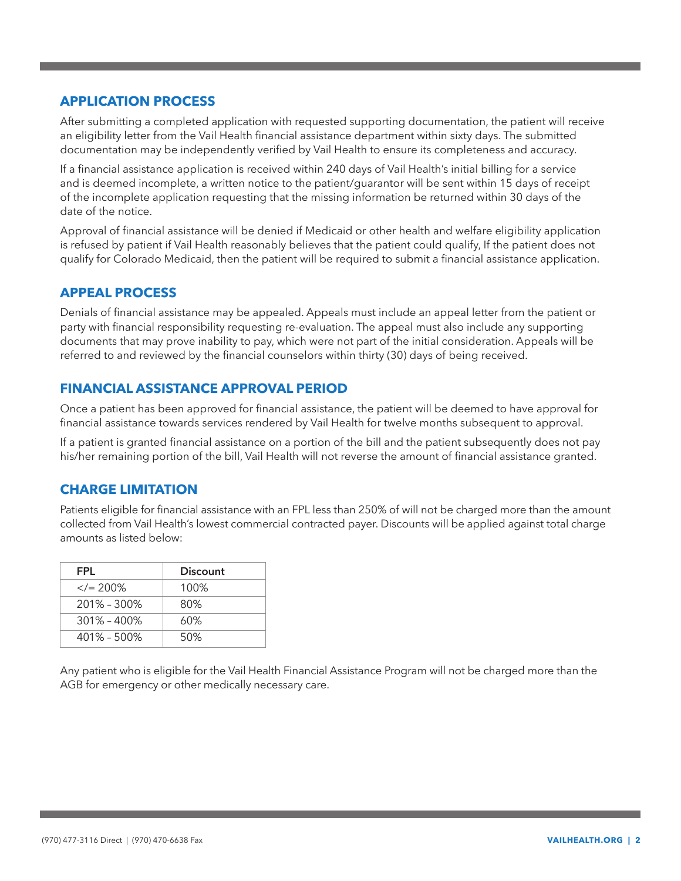## APPLICATION PROCESS

After submitting a completed application with requested supporting documentation, the patient will receive an eligibility letter from the Vail Health financial assistance department within sixty days. The submitted documentation may be independently verified by Vail Health to ensure its completeness and accuracy.

If a financial assistance application is received within 240 days of Vail Health's initial billing for a service and is deemed incomplete, a written notice to the patient/guarantor will be sent within 15 days of receipt of the incomplete application requesting that the missing information be returned within 30 days of the date of the notice.

Approval of financial assistance will be denied if Medicaid or other health and welfare eligibility application is refused by patient if Vail Health reasonably believes that the patient could qualify, If the patient does not qualify for Colorado Medicaid, then the patient will be required to submit a financial assistance application.

## APPEAL PROCESS

Denials of financial assistance may be appealed. Appeals must include an appeal letter from the patient or party with financial responsibility requesting re-evaluation. The appeal must also include any supporting documents that may prove inability to pay, which were not part of the initial consideration. Appeals will be referred to and reviewed by the financial counselors within thirty (30) days of being received.

## FINANCIAL ASSISTANCE APPROVAL PERIOD

Once a patient has been approved for financial assistance, the patient will be deemed to have approval for financial assistance towards services rendered by Vail Health for twelve months subsequent to approval.

If a patient is granted financial assistance on a portion of the bill and the patient subsequently does not pay his/her remaining portion of the bill, Vail Health will not reverse the amount of financial assistance granted.

## CHARGE LIMITATION

Patients eligible for financial assistance with an FPL less than 250% of will not be charged more than the amount collected from Vail Health's lowest commercial contracted payer. Discounts will be applied against total charge amounts as listed below:

| FPL | Discount |
|---|---|
| </= 200% | 100% |
| 201% – 300% | 80% |
| 301% – 400% | 60% |
| 401% – 500% | 50% |

Any patient who is eligible for the Vail Health Financial Assistance Program will not be charged more than the AGB for emergency or other medically necessary care.